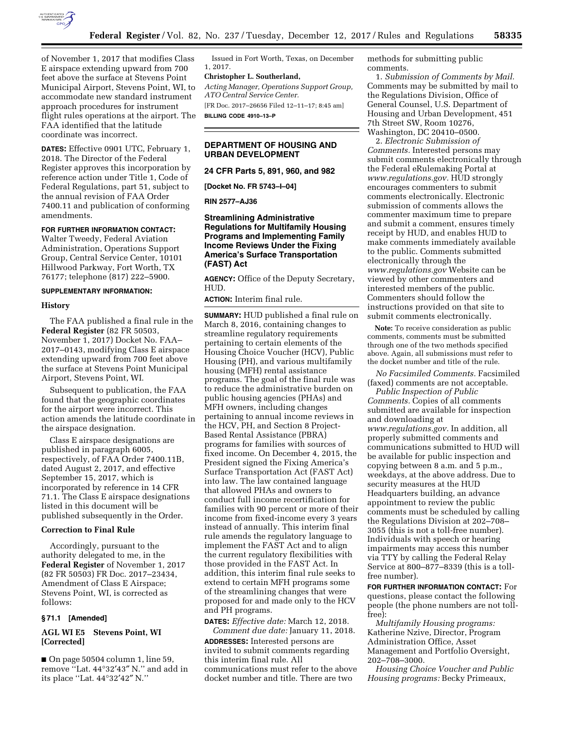of November 1, 2017 that modifies Class E airspace extending upward from 700 feet above the surface at Stevens Point Municipal Airport, Stevens Point, WI, to accommodate new standard instrument approach procedures for instrument flight rules operations at the airport. The FAA identified that the latitude coordinate was incorrect.

**DATES:** Effective 0901 UTC, February 1, 2018. The Director of the Federal Register approves this incorporation by reference action under Title 1, Code of Federal Regulations, part 51, subject to the annual revision of FAA Order 7400.11 and publication of conforming amendments.

**FOR FURTHER INFORMATION CONTACT:** Walter Tweedy, Federal Aviation Administration, Operations Support Group, Central Service Center, 10101 Hillwood Parkway, Fort Worth, TX 76177; telephone (817) 222–5900.

**SUPPLEMENTARY INFORMATION:**

**History**

The FAA published a final rule in the **Federal Register** (82 FR 50503, November 1, 2017) Docket No. FAA–2017–0143, modifying Class E airspace extending upward from 700 feet above the surface at Stevens Point Municipal Airport, Stevens Point, WI.

Subsequent to publication, the FAA found that the geographic coordinates for the airport were incorrect. This action amends the latitude coordinate in the airspace designation.

Class E airspace designations are published in paragraph 6005, respectively, of FAA Order 7400.11B, dated August 2, 2017, and effective September 15, 2017, which is incorporated by reference in 14 CFR 71.1. The Class E airspace designations listed in this document will be published subsequently in the Order.

**Correction to Final Rule**

Accordingly, pursuant to the authority delegated to me, in the **Federal Register** of November 1, 2017 (82 FR 50503) FR Doc. 2017–23434, Amendment of Class E Airspace; Stevens Point, WI, is corrected as follows:

**§ 71.1 [Amended]**

**AGL WI E5 Stevens Point, WI [Corrected]**

■ On page 50504 column 1, line 59, remove ''Lat. 44°32′43″ N.'' and add in its place ''Lat. 44°32′42″ N.''

Issued in Fort Worth, Texas, on December 1, 2017.

**Christopher L. Southerland,**

*Acting Manager, Operations Support Group, ATO Central Service Center.*

[FR Doc. 2017–26656 Filed 12–11–17; 8:45 am]

**BILLING CODE 4910–13–P**

---

**DEPARTMENT OF HOUSING AND URBAN DEVELOPMENT**

**24 CFR Parts 5, 891, 960, and 982**

**[Docket No. FR 5743–I–04]**

**RIN 2577–AJ36**

## Streamlining Administrative Regulations for Multifamily Housing Programs and Implementing Family Income Reviews Under the Fixing America's Surface Transportation (FAST) Act

**AGENCY:** Office of the Deputy Secretary, HUD.

**ACTION:** Interim final rule.

**SUMMARY:** HUD published a final rule on March 8, 2016, containing changes to streamline regulatory requirements pertaining to certain elements of the Housing Choice Voucher (HCV), Public Housing (PH), and various multifamily housing (MFH) rental assistance programs. The goal of the final rule was to reduce the administrative burden on public housing agencies (PHAs) and MFH owners, including changes pertaining to annual income reviews in the HCV, PH, and Section 8 Project-Based Rental Assistance (PBRA) programs for families with sources of fixed income. On December 4, 2015, the President signed the Fixing America's Surface Transportation Act (FAST Act) into law. The law contained language that allowed PHAs and owners to conduct full income recertification for families with 90 percent or more of their income from fixed-income every 3 years instead of annually. This interim final rule amends the regulatory language to implement the FAST Act and to align the current regulatory flexibilities with those provided in the FAST Act. In addition, this interim final rule seeks to extend to certain MFH programs some of the streamlining changes that were proposed for and made only to the HCV and PH programs.

**DATES:** *Effective date:* March 12, 2018.

*Comment due date:* January 11, 2018.

**ADDRESSES:** Interested persons are invited to submit comments regarding this interim final rule. All communications must refer to the above docket number and title. There are two methods for submitting public comments.

1. *Submission of Comments by Mail.* Comments may be submitted by mail to the Regulations Division, Office of General Counsel, U.S. Department of Housing and Urban Development, 451 7th Street SW, Room 10276, Washington, DC 20410–0500.

2. *Electronic Submission of Comments.* Interested persons may submit comments electronically through the Federal eRulemaking Portal at *www.regulations.gov*. HUD strongly encourages commenters to submit comments electronically. Electronic submission of comments allows the commenter maximum time to prepare and submit a comment, ensures timely receipt by HUD, and enables HUD to make comments immediately available to the public. Comments submitted electronically through the *www.regulations.gov* Website can be viewed by other commenters and interested members of the public. Commenters should follow the instructions provided on that site to submit comments electronically.

**Note:** To receive consideration as public comments, comments must be submitted through one of the two methods specified above. Again, all submissions must refer to the docket number and title of the rule.

*No Facsimiled Comments.* Facsimiled (faxed) comments are not acceptable.

*Public Inspection of Public Comments.* Copies of all comments submitted are available for inspection and downloading at *www.regulations.gov*. In addition, all properly submitted comments and communications submitted to HUD will be available for public inspection and copying between 8 a.m. and 5 p.m., weekdays, at the above address. Due to security measures at the HUD Headquarters building, an advance appointment to review the public comments must be scheduled by calling the Regulations Division at 202–708–3055 (this is not a toll-free number). Individuals with speech or hearing impairments may access this number via TTY by calling the Federal Relay Service at 800–877–8339 (this is a toll-free number).

**FOR FURTHER INFORMATION CONTACT:** For questions, please contact the following people (the phone numbers are not toll-free):

*Multifamily Housing programs:* Katherine Nzive, Director, Program Administration Office, Asset Management and Portfolio Oversight, 202–708–3000.

*Housing Choice Voucher and Public Housing programs:* Becky Primeaux,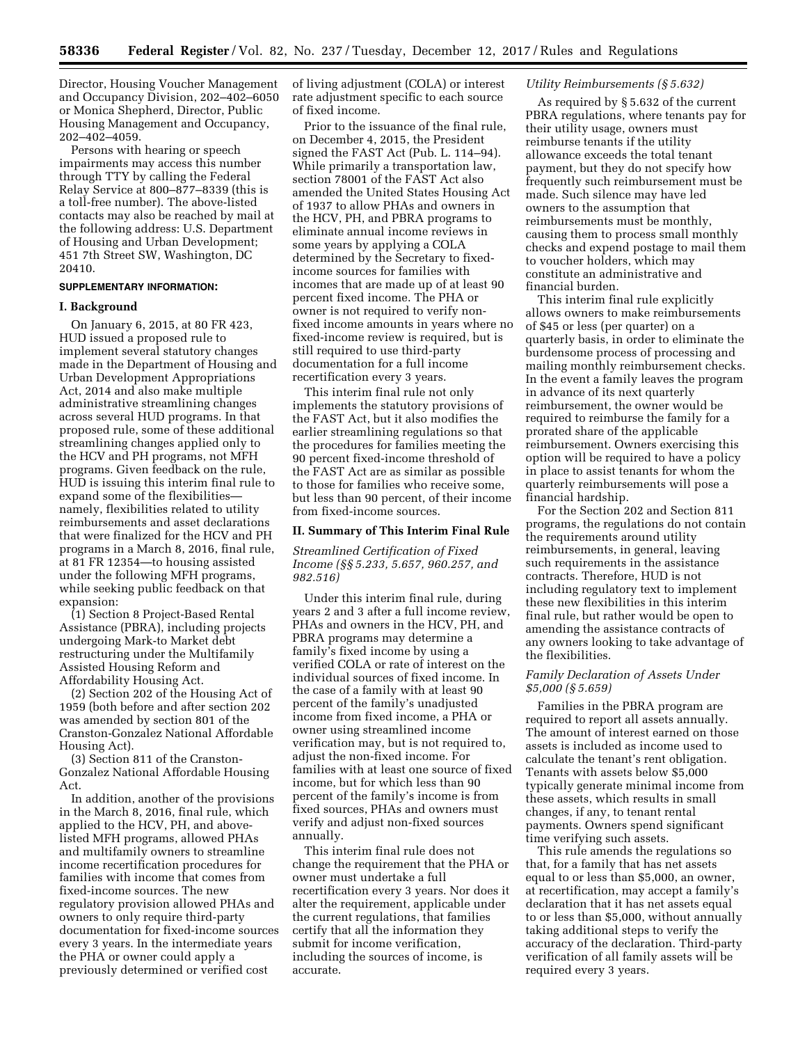Director, Housing Voucher Management and Occupancy Division, 202–402–6050 or Monica Shepherd, Director, Public Housing Management and Occupancy, 202–402–4059.

Persons with hearing or speech impairments may access this number through TTY by calling the Federal Relay Service at 800–877–8339 (this is a toll-free number). The above-listed contacts may also be reached by mail at the following address: U.S. Department of Housing and Urban Development; 451 7th Street SW, Washington, DC 20410.

**SUPPLEMENTARY INFORMATION:**

## I. Background

On January 6, 2015, at 80 FR 423, HUD issued a proposed rule to implement several statutory changes made in the Department of Housing and Urban Development Appropriations Act, 2014 and also make multiple administrative streamlining changes across several HUD programs. In that proposed rule, some of these additional streamlining changes applied only to the HCV and PH programs, not MFH programs. Given feedback on the rule, HUD is issuing this interim final rule to expand some of the flexibilities—namely, flexibilities related to utility reimbursements and asset declarations that were finalized for the HCV and PH programs in a March 8, 2016, final rule, at 81 FR 12354—to housing assisted under the following MFH programs, while seeking public feedback on that expansion:

(1) Section 8 Project-Based Rental Assistance (PBRA), including projects undergoing Mark-to Market debt restructuring under the Multifamily Assisted Housing Reform and Affordability Housing Act.

(2) Section 202 of the Housing Act of 1959 (both before and after section 202 was amended by section 801 of the Cranston-Gonzalez National Affordable Housing Act).

(3) Section 811 of the Cranston-Gonzalez National Affordable Housing Act.

In addition, another of the provisions in the March 8, 2016, final rule, which applied to the HCV, PH, and above-listed MFH programs, allowed PHAs and multifamily owners to streamline income recertification procedures for families with income that comes from fixed-income sources. The new regulatory provision allowed PHAs and owners to only require third-party documentation for fixed-income sources every 3 years. In the intermediate years the PHA or owner could apply a previously determined or verified cost of living adjustment (COLA) or interest rate adjustment specific to each source of fixed income.

Prior to the issuance of the final rule, on December 4, 2015, the President signed the FAST Act (Pub. L. 114–94). While primarily a transportation law, section 78001 of the FAST Act also amended the United States Housing Act of 1937 to allow PHAs and owners in the HCV, PH, and PBRA programs to eliminate annual income reviews in some years by applying a COLA determined by the Secretary to fixed-income sources for families with incomes that are made up of at least 90 percent fixed income. The PHA or owner is not required to verify non-fixed income amounts in years where no fixed-income review is required, but is still required to use third-party documentation for a full income recertification every 3 years.

This interim final rule not only implements the statutory provisions of the FAST Act, but it also modifies the earlier streamlining regulations so that the procedures for families meeting the 90 percent fixed-income threshold of the FAST Act are as similar as possible to those for families who receive some, but less than 90 percent, of their income from fixed-income sources.

## II. Summary of This Interim Final Rule

*Streamlined Certification of Fixed Income (§§ 5.233, 5.657, 960.257, and 982.516)*

Under this interim final rule, during years 2 and 3 after a full income review, PHAs and owners in the HCV, PH, and PBRA programs may determine a family's fixed income by using a verified COLA or rate of interest on the individual sources of fixed income. In the case of a family with at least 90 percent of the family's unadjusted income from fixed income, a PHA or owner using streamlined income verification may, but is not required to, adjust the non-fixed income. For families with at least one source of fixed income, but for which less than 90 percent of the family's income is from fixed sources, PHAs and owners must verify and adjust non-fixed sources annually.

This interim final rule does not change the requirement that the PHA or owner must undertake a full recertification every 3 years. Nor does it alter the requirement, applicable under the current regulations, that families certify that all the information they submit for income verification, including the sources of income, is accurate.

*Utility Reimbursements (§ 5.632)*

As required by § 5.632 of the current PBRA regulations, where tenants pay for their utility usage, owners must reimburse tenants if the utility allowance exceeds the total tenant payment, but they do not specify how frequently such reimbursement must be made. Such silence may have led owners to the assumption that reimbursements must be monthly, causing them to process small monthly checks and expend postage to mail them to voucher holders, which may constitute an administrative and financial burden.

This interim final rule explicitly allows owners to make reimbursements of $45 or less (per quarter) on a quarterly basis, in order to eliminate the burdensome process of processing and mailing monthly reimbursement checks. In the event a family leaves the program in advance of its next quarterly reimbursement, the owner would be required to reimburse the family for a prorated share of the applicable reimbursement. Owners exercising this option will be required to have a policy in place to assist tenants for whom the quarterly reimbursements will pose a financial hardship.

For the Section 202 and Section 811 programs, the regulations do not contain the requirements around utility reimbursements, in general, leaving such requirements in the assistance contracts. Therefore, HUD is not including regulatory text to implement these new flexibilities in this interim final rule, but rather would be open to amending the assistance contracts of any owners looking to take advantage of the flexibilities.

*Family Declaration of Assets Under $5,000 (§ 5.659)*

Families in the PBRA program are required to report all assets annually. The amount of interest earned on those assets is included as income used to calculate the tenant's rent obligation. Tenants with assets below $5,000 typically generate minimal income from these assets, which results in small changes, if any, to tenant rental payments. Owners spend significant time verifying such assets.

This rule amends the regulations so that, for a family that has net assets equal to or less than $5,000, an owner, at recertification, may accept a family's declaration that it has net assets equal to or less than $5,000, without annually taking additional steps to verify the accuracy of the declaration. Third-party verification of all family assets will be required every 3 years.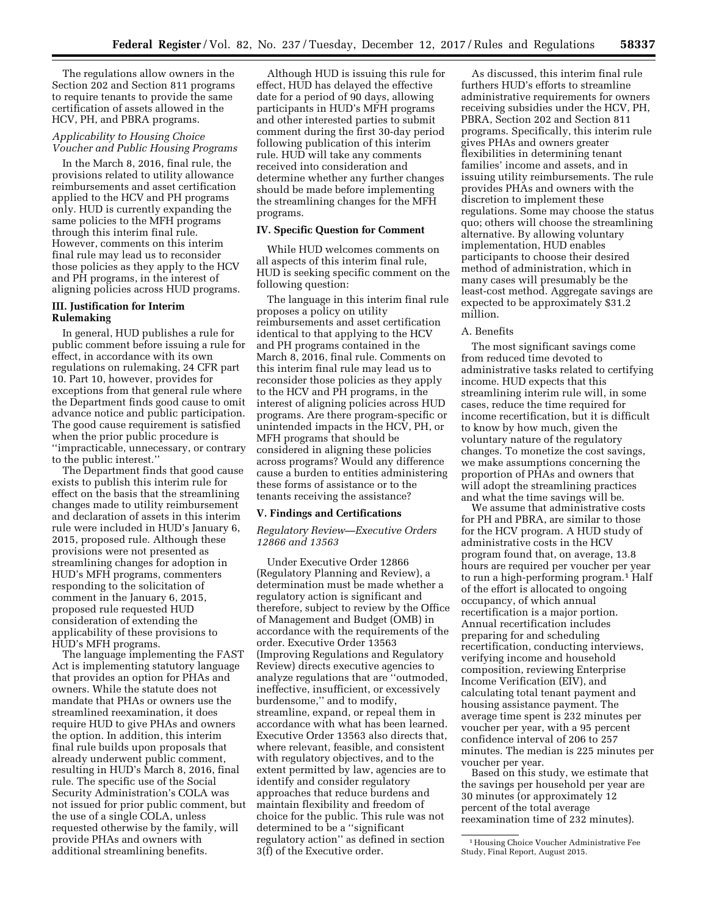The regulations allow owners in the Section 202 and Section 811 programs to require tenants to provide the same certification of assets allowed in the HCV, PH, and PBRA programs.

*Applicability to Housing Choice Voucher and Public Housing Programs*

In the March 8, 2016, final rule, the provisions related to utility allowance reimbursements and asset certification applied to the HCV and PH programs only. HUD is currently expanding the same policies to the MFH programs through this interim final rule. However, comments on this interim final rule may lead us to reconsider those policies as they apply to the HCV and PH programs, in the interest of aligning policies across HUD programs.

### III. Justification for Interim Rulemaking

In general, HUD publishes a rule for public comment before issuing a rule for effect, in accordance with its own regulations on rulemaking, 24 CFR part 10. Part 10, however, provides for exceptions from that general rule where the Department finds good cause to omit advance notice and public participation. The good cause requirement is satisfied when the prior public procedure is ''impracticable, unnecessary, or contrary to the public interest.''

The Department finds that good cause exists to publish this interim rule for effect on the basis that the streamlining changes made to utility reimbursement and declaration of assets in this interim rule were included in HUD's January 6, 2015, proposed rule. Although these provisions were not presented as streamlining changes for adoption in HUD's MFH programs, commenters responding to the solicitation of comment in the January 6, 2015, proposed rule requested HUD consideration of extending the applicability of these provisions to HUD's MFH programs.

The language implementing the FAST Act is implementing statutory language that provides an option for PHAs and owners. While the statute does not mandate that PHAs or owners use the streamlined reexamination, it does require HUD to give PHAs and owners the option. In addition, this interim final rule builds upon proposals that already underwent public comment, resulting in HUD's March 8, 2016, final rule. The specific use of the Social Security Administration's COLA was not issued for prior public comment, but the use of a single COLA, unless requested otherwise by the family, will provide PHAs and owners with additional streamlining benefits.

Although HUD is issuing this rule for effect, HUD has delayed the effective date for a period of 90 days, allowing participants in HUD's MFH programs and other interested parties to submit comment during the first 30-day period following publication of this interim rule. HUD will take any comments received into consideration and determine whether any further changes should be made before implementing the streamlining changes for the MFH programs.

### IV. Specific Question for Comment

While HUD welcomes comments on all aspects of this interim final rule, HUD is seeking specific comment on the following question:

The language in this interim final rule proposes a policy on utility reimbursements and asset certification identical to that applying to the HCV and PH programs contained in the March 8, 2016, final rule. Comments on this interim final rule may lead us to reconsider those policies as they apply to the HCV and PH programs, in the interest of aligning policies across HUD programs. Are there program-specific or unintended impacts in the HCV, PH, or MFH programs that should be considered in aligning these policies across programs? Would any difference cause a burden to entities administering these forms of assistance or to the tenants receiving the assistance?

### V. Findings and Certifications

*Regulatory Review—Executive Orders 12866 and 13563*

Under Executive Order 12866 (Regulatory Planning and Review), a determination must be made whether a regulatory action is significant and therefore, subject to review by the Office of Management and Budget (OMB) in accordance with the requirements of the order. Executive Order 13563 (Improving Regulations and Regulatory Review) directs executive agencies to analyze regulations that are ''outmoded, ineffective, insufficient, or excessively burdensome,'' and to modify, streamline, expand, or repeal them in accordance with what has been learned. Executive Order 13563 also directs that, where relevant, feasible, and consistent with regulatory objectives, and to the extent permitted by law, agencies are to identify and consider regulatory approaches that reduce burdens and maintain flexibility and freedom of choice for the public. This rule was not determined to be a ''significant regulatory action'' as defined in section 3(f) of the Executive order.

As discussed, this interim final rule furthers HUD's efforts to streamline administrative requirements for owners receiving subsidies under the HCV, PH, PBRA, Section 202 and Section 811 programs. Specifically, this interim rule gives PHAs and owners greater flexibilities in determining tenant families' income and assets, and in issuing utility reimbursements. The rule provides PHAs and owners with the discretion to implement these regulations. Some may choose the status quo; others will choose the streamlining alternative. By allowing voluntary implementation, HUD enables participants to choose their desired method of administration, which in many cases will presumably be the least-cost method. Aggregate savings are expected to be approximately $31.2 million.

A. Benefits

The most significant savings come from reduced time devoted to administrative tasks related to certifying income. HUD expects that this streamlining interim rule will, in some cases, reduce the time required for income recertification, but it is difficult to know by how much, given the voluntary nature of the regulatory changes. To monetize the cost savings, we make assumptions concerning the proportion of PHAs and owners that will adopt the streamlining practices and what the time savings will be.

We assume that administrative costs for PH and PBRA, are similar to those for the HCV program. A HUD study of administrative costs in the HCV program found that, on average, 13.8 hours are required per voucher per year to run a high-performing program.[1] Half of the effort is allocated to ongoing occupancy, of which annual recertification is a major portion. Annual recertification includes preparing for and scheduling recertification, conducting interviews, verifying income and household composition, reviewing Enterprise Income Verification (EIV), and calculating total tenant payment and housing assistance payment. The average time spent is 232 minutes per voucher per year, with a 95 percent confidence interval of 206 to 257 minutes. The median is 225 minutes per voucher per year.

Based on this study, we estimate that the savings per household per year are 30 minutes (or approximately 12 percent of the total average reexamination time of 232 minutes).

[1] Housing Choice Voucher Administrative Fee Study, Final Report, August 2015.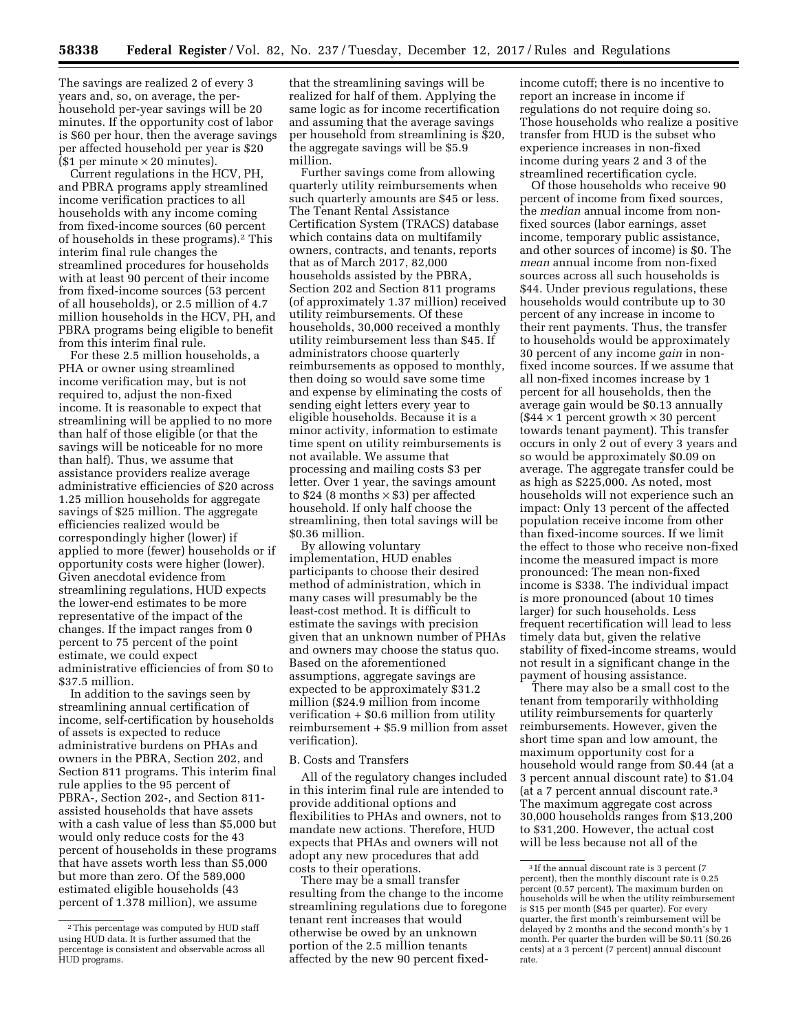The savings are realized 2 of every 3 years and, so, on average, the per-household per-year savings will be 20 minutes. If the opportunity cost of labor is $60 per hour, then the average savings per affected household per year is $20 ($1 per minute × 20 minutes).

Current regulations in the HCV, PH, and PBRA programs apply streamlined income verification practices to all households with any income coming from fixed-income sources (60 percent of households in these programs).[2] This interim final rule changes the streamlined procedures for households with at least 90 percent of their income from fixed-income sources (53 percent of all households), or 2.5 million of 4.7 million households in the HCV, PH, and PBRA programs being eligible to benefit from this interim final rule.

For these 2.5 million households, a PHA or owner using streamlined income verification may, but is not required to, adjust the non-fixed income. It is reasonable to expect that streamlining will be applied to no more than half of those eligible (or that the savings will be noticeable for no more than half). Thus, we assume that assistance providers realize average administrative efficiencies of $20 across 1.25 million households for aggregate savings of $25 million. The aggregate efficiencies realized would be correspondingly higher (lower) if applied to more (fewer) households or if opportunity costs were higher (lower). Given anecdotal evidence from streamlining regulations, HUD expects the lower-end estimates to be more representative of the impact of the changes. If the impact ranges from 0 percent to 75 percent of the point estimate, we could expect administrative efficiencies of from $0 to $37.5 million.

In addition to the savings seen by streamlining annual certification of income, self-certification by households of assets is expected to reduce administrative burdens on PHAs and owners in the PBRA, Section 202, and Section 811 programs. This interim final rule applies to the 95 percent of PBRA-, Section 202-, and Section 811-assisted households that have assets with a cash value of less than $5,000 but would only reduce costs for the 43 percent of households in these programs that have assets worth less than $5,000 but more than zero. Of the 589,000 estimated eligible households (43 percent of 1.378 million), we assume that the streamlining savings will be realized for half of them. Applying the same logic as for income recertification and assuming that the average savings per household from streamlining is $20, the aggregate savings will be $5.9 million.

Further savings come from allowing quarterly utility reimbursements when such quarterly amounts are $45 or less. The Tenant Rental Assistance Certification System (TRACS) database which contains data on multifamily owners, contracts, and tenants, reports that as of March 2017, 82,000 households assisted by the PBRA, Section 202 and Section 811 programs (of approximately 1.37 million) received utility reimbursements. Of these households, 30,000 received a monthly utility reimbursement less than $45. If administrators choose quarterly reimbursements as opposed to monthly, then doing so would save some time and expense by eliminating the costs of sending eight letters every year to eligible households. Because it is a minor activity, information to estimate time spent on utility reimbursements is not available. We assume that processing and mailing costs $3 per letter. Over 1 year, the savings amount to $24 (8 months × $3) per affected household. If only half choose the streamlining, then total savings will be $0.36 million.

By allowing voluntary implementation, HUD enables participants to choose their desired method of administration, which in many cases will presumably be the least-cost method. It is difficult to estimate the savings with precision given that an unknown number of PHAs and owners may choose the status quo. Based on the aforementioned assumptions, aggregate savings are expected to be approximately $31.2 million ($24.9 million from income verification + $0.6 million from utility reimbursement + $5.9 million from asset verification).

B. Costs and Transfers

All of the regulatory changes included in this interim final rule are intended to provide additional options and flexibilities to PHAs and owners, not to mandate new actions. Therefore, HUD expects that PHAs and owners will not adopt any new procedures that add costs to their operations.

There may be a small transfer resulting from the change to the income streamlining regulations due to foregone tenant rent increases that would otherwise be owed by an unknown portion of the 2.5 million tenants affected by the new 90 percent fixed-income cutoff; there is no incentive to report an increase in income if regulations do not require doing so. Those households who realize a positive transfer from HUD is the subset who experience increases in non-fixed income during years 2 and 3 of the streamlined recertification cycle.

Of those households who receive 90 percent of income from fixed sources, the *median* annual income from non-fixed sources (labor earnings, asset income, temporary public assistance, and other sources of income) is $0. The *mean* annual income from non-fixed sources across all such households is $44. Under previous regulations, these households would contribute up to 30 percent of any increase in income to their rent payments. Thus, the transfer to households would be approximately 30 percent of any income *gain* in non-fixed income sources. If we assume that all non-fixed incomes increase by 1 percent for all households, then the average gain would be $0.13 annually ($44 × 1 percent growth × 30 percent towards tenant payment). This transfer occurs in only 2 out of every 3 years and so would be approximately $0.09 on average. The aggregate transfer could be as high as $225,000. As noted, most households will not experience such an impact: Only 13 percent of the affected population receive income from other than fixed-income sources. If we limit the effect to those who receive non-fixed income the measured impact is more pronounced: The mean non-fixed income is $338. The individual impact is more pronounced (about 10 times larger) for such households. Less frequent recertification will lead to less timely data but, given the relative stability of fixed-income streams, would not result in a significant change in the payment of housing assistance.

There may also be a small cost to the tenant from temporarily withholding utility reimbursements for quarterly reimbursements. However, given the short time span and low amount, the maximum opportunity cost for a household would range from $0.44 (at a 3 percent annual discount rate) to $1.04 (at a 7 percent annual discount rate.[3] The maximum aggregate cost across 30,000 households ranges from $13,200 to $31,200. However, the actual cost will be less because not all of the

[2] This percentage was computed by HUD staff using HUD data. It is further assumed that the percentage is consistent and observable across all HUD programs.

[3] If the annual discount rate is 3 percent (7 percent), then the monthly discount rate is 0.25 percent (0.57 percent). The maximum burden on households will be when the utility reimbursement is $15 per month ($45 per quarter). For every quarter, the first month's reimbursement will be delayed by 2 months and the second month's by 1 month. Per quarter the burden will be $0.11 ($0.26 cents) at a 3 percent (7 percent) annual discount rate.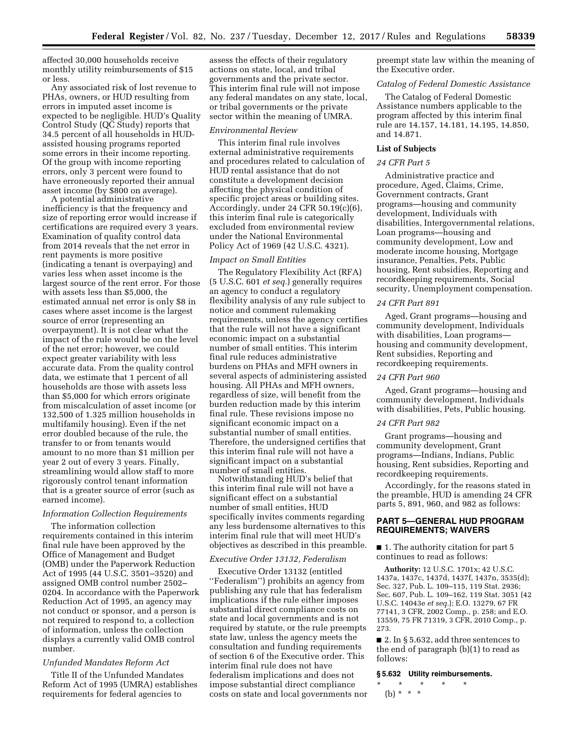affected 30,000 households receive monthly utility reimbursements of $15 or less.

Any associated risk of lost revenue to PHAs, owners, or HUD resulting from errors in imputed asset income is expected to be negligible. HUD's Quality Control Study (QC Study) reports that 34.5 percent of all households in HUD-assisted housing programs reported some errors in their income reporting. Of the group with income reporting errors, only 3 percent were found to have erroneously reported their annual asset income (by $800 on average).

A potential administrative inefficiency is that the frequency and size of reporting error would increase if certifications are required every 3 years. Examination of quality control data from 2014 reveals that the net error in rent payments is more positive (indicating a tenant is overpaying) and varies less when asset income is the largest source of the rent error. For those with assets less than $5,000, the estimated annual net error is only $8 in cases where asset income is the largest source of error (representing an overpayment). It is not clear what the impact of the rule would be on the level of the net error; however, we could expect greater variability with less accurate data. From the quality control data, we estimate that 1 percent of all households are those with assets less than $5,000 for which errors originate from miscalculation of asset income (or 132,500 of 1.325 million households in multifamily housing). Even if the net error doubled because of the rule, the transfer to or from tenants would amount to no more than $1 million per year 2 out of every 3 years. Finally, streamlining would allow staff to more rigorously control tenant information that is a greater source of error (such as earned income).

*Information Collection Requirements*

The information collection requirements contained in this interim final rule have been approved by the Office of Management and Budget (OMB) under the Paperwork Reduction Act of 1995 (44 U.S.C. 3501–3520) and assigned OMB control number 2502–0204. In accordance with the Paperwork Reduction Act of 1995, an agency may not conduct or sponsor, and a person is not required to respond to, a collection of information, unless the collection displays a currently valid OMB control number.

*Unfunded Mandates Reform Act*

Title II of the Unfunded Mandates Reform Act of 1995 (UMRA) establishes requirements for federal agencies to assess the effects of their regulatory actions on state, local, and tribal governments and the private sector. This interim final rule will not impose any federal mandates on any state, local, or tribal governments or the private sector within the meaning of UMRA.

*Environmental Review*

This interim final rule involves external administrative requirements and procedures related to calculation of HUD rental assistance that do not constitute a development decision affecting the physical condition of specific project areas or building sites. Accordingly, under 24 CFR 50.19(c)(6), this interim final rule is categorically excluded from environmental review under the National Environmental Policy Act of 1969 (42 U.S.C. 4321).

*Impact on Small Entities*

The Regulatory Flexibility Act (RFA) (5 U.S.C. 601 *et seq.*) generally requires an agency to conduct a regulatory flexibility analysis of any rule subject to notice and comment rulemaking requirements, unless the agency certifies that the rule will not have a significant economic impact on a substantial number of small entities. This interim final rule reduces administrative burdens on PHAs and MFH owners in several aspects of administering assisted housing. All PHAs and MFH owners, regardless of size, will benefit from the burden reduction made by this interim final rule. These revisions impose no significant economic impact on a substantial number of small entities. Therefore, the undersigned certifies that this interim final rule will not have a significant impact on a substantial number of small entities.

Notwithstanding HUD's belief that this interim final rule will not have a significant effect on a substantial number of small entities, HUD specifically invites comments regarding any less burdensome alternatives to this interim final rule that will meet HUD's objectives as described in this preamble.

*Executive Order 13132, Federalism*

Executive Order 13132 (entitled ''Federalism'') prohibits an agency from publishing any rule that has federalism implications if the rule either imposes substantial direct compliance costs on state and local governments and is not required by statute, or the rule preempts state law, unless the agency meets the consultation and funding requirements of section 6 of the Executive order. This interim final rule does not have federalism implications and does not impose substantial direct compliance costs on state and local governments nor preempt state law within the meaning of the Executive order.

*Catalog of Federal Domestic Assistance*

The Catalog of Federal Domestic Assistance numbers applicable to the program affected by this interim final rule are 14.157, 14.181, 14.195, 14.850, and 14.871.

**List of Subjects**

*24 CFR Part 5*

Administrative practice and procedure, Aged, Claims, Crime, Government contracts, Grant programs—housing and community development, Individuals with disabilities, Intergovernmental relations, Loan programs—housing and community development, Low and moderate income housing, Mortgage insurance, Penalties, Pets, Public housing, Rent subsidies, Reporting and recordkeeping requirements, Social security, Unemployment compensation.

*24 CFR Part 891*

Aged, Grant programs—housing and community development, Individuals with disabilities, Loan programs—housing and community development, Rent subsidies, Reporting and recordkeeping requirements.

*24 CFR Part 960*

Aged, Grant programs—housing and community development, Individuals with disabilities, Pets, Public housing.

*24 CFR Part 982*

Grant programs—housing and community development, Grant programs—Indians, Indians, Public housing, Rent subsidies, Reporting and recordkeeping requirements.

Accordingly, for the reasons stated in the preamble, HUD is amending 24 CFR parts 5, 891, 960, and 982 as follows:

## PART 5—GENERAL HUD PROGRAM REQUIREMENTS; WAIVERS

■ 1. The authority citation for part 5 continues to read as follows:

**Authority:** 12 U.S.C. 1701x; 42 U.S.C. 1437a, 1437c, 1437d, 1437f, 1437n, 3535(d); Sec. 327, Pub. L. 109–115, 119 Stat. 2936; Sec. 607, Pub. L. 109–162, 119 Stat. 3051 (42 U.S.C. 14043e *et seq.*); E.O. 13279, 67 FR 77141, 3 CFR, 2002 Comp., p. 258; and E.O. 13559, 75 FR 71319, 3 CFR, 2010 Comp., p. 273.

■ 2. In § 5.632, add three sentences to the end of paragraph (b)(1) to read as follows:

**§ 5.632 Utility reimbursements.**

\* \* \* \* \*

(b) \* \* \*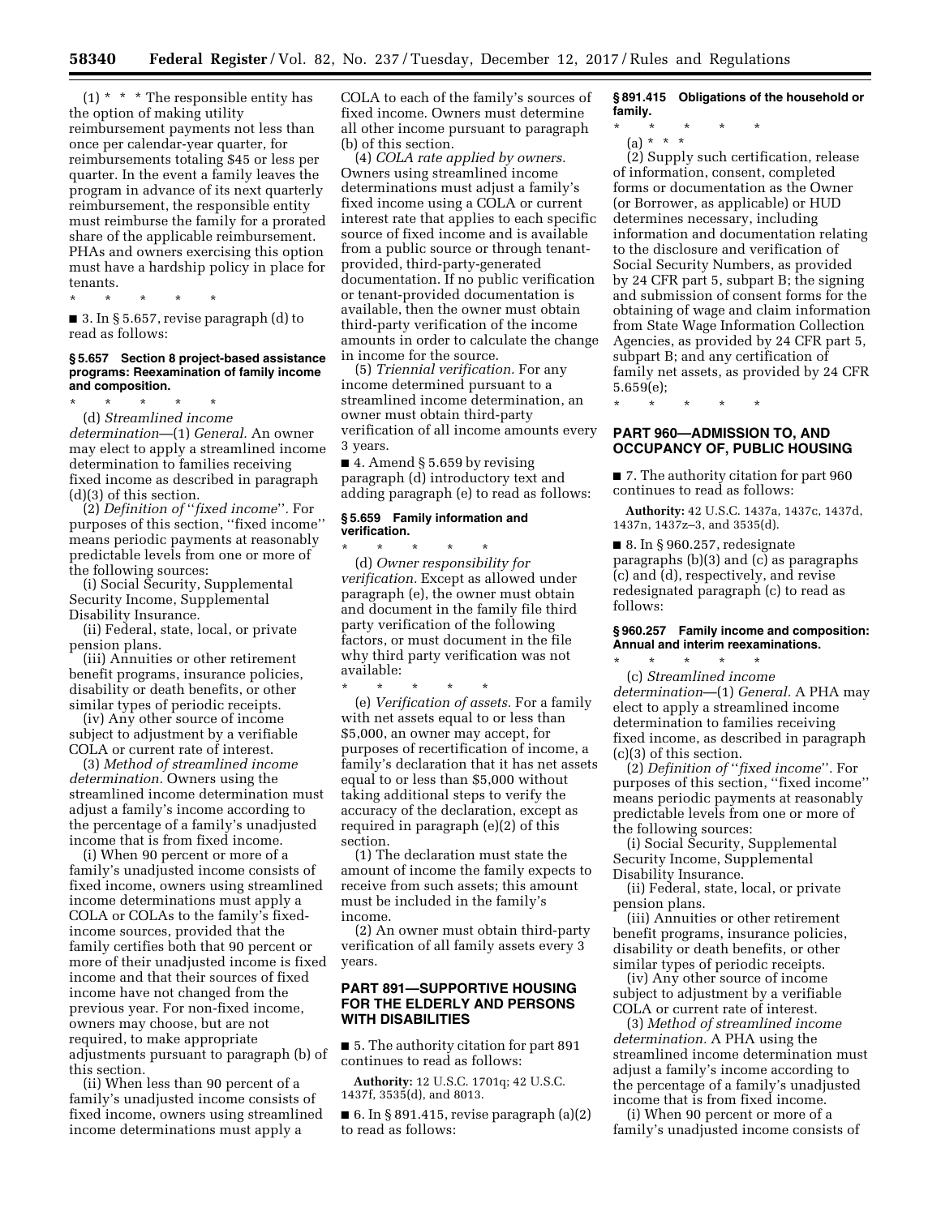(1) * * * The responsible entity has the option of making utility reimbursement payments not less than once per calendar-year quarter, for reimbursements totaling $45 or less per quarter. In the event a family leaves the program in advance of its next quarterly reimbursement, the responsible entity must reimburse the family for a prorated share of the applicable reimbursement. PHAs and owners exercising this option must have a hardship policy in place for tenants.

\* \* \* \* \*

■ 3. In § 5.657, revise paragraph (d) to read as follows:

**§ 5.657 Section 8 project-based assistance programs: Reexamination of family income and composition.**

\* \* \* \* \*

(d) *Streamlined income determination*—(1) *General.* An owner may elect to apply a streamlined income determination to families receiving fixed income as described in paragraph (d)(3) of this section.

(2) *Definition of "fixed income".* For purposes of this section, "fixed income" means periodic payments at reasonably predictable levels from one or more of the following sources:

(i) Social Security, Supplemental Security Income, Supplemental Disability Insurance.

(ii) Federal, state, local, or private pension plans.

(iii) Annuities or other retirement benefit programs, insurance policies, disability or death benefits, or other similar types of periodic receipts.

(iv) Any other source of income subject to adjustment by a verifiable COLA or current rate of interest.

(3) *Method of streamlined income determination.* Owners using the streamlined income determination must adjust a family's income according to the percentage of a family's unadjusted income that is from fixed income.

(i) When 90 percent or more of a family's unadjusted income consists of fixed income, owners using streamlined income determinations must apply a COLA or COLAs to the family's fixed-income sources, provided that the family certifies both that 90 percent or more of their unadjusted income is fixed income and that their sources of fixed income have not changed from the previous year. For non-fixed income, owners may choose, but are not required, to make appropriate adjustments pursuant to paragraph (b) of this section.

(ii) When less than 90 percent of a family's unadjusted income consists of fixed income, owners using streamlined income determinations must apply a COLA to each of the family's sources of fixed income. Owners must determine all other income pursuant to paragraph (b) of this section.

(4) *COLA rate applied by owners.* Owners using streamlined income determinations must adjust a family's fixed income using a COLA or current interest rate that applies to each specific source of fixed income and is available from a public source or through tenant-provided, third-party-generated documentation. If no public verification or tenant-provided documentation is available, then the owner must obtain third-party verification of the income amounts in order to calculate the change in income for the source.

(5) *Triennial verification.* For any income determined pursuant to a streamlined income determination, an owner must obtain third-party verification of all income amounts every 3 years.

■ 4. Amend § 5.659 by revising paragraph (d) introductory text and adding paragraph (e) to read as follows:

**§ 5.659 Family information and verification.**

\* \* \* \* \*

(d) *Owner responsibility for verification.* Except as allowed under paragraph (e), the owner must obtain and document in the family file third party verification of the following factors, or must document in the file why third party verification was not available:

\* \* \* \* \*

(e) *Verification of assets.* For a family with net assets equal to or less than $5,000, an owner may accept, for purposes of recertification of income, a family's declaration that it has net assets equal to or less than $5,000 without taking additional steps to verify the accuracy of the declaration, except as required in paragraph (e)(2) of this section.

(1) The declaration must state the amount of income the family expects to receive from such assets; this amount must be included in the family's income.

(2) An owner must obtain third-party verification of all family assets every 3 years.

## PART 891—SUPPORTIVE HOUSING FOR THE ELDERLY AND PERSONS WITH DISABILITIES

■ 5. The authority citation for part 891 continues to read as follows:

**Authority:** 12 U.S.C. 1701q; 42 U.S.C. 1437f, 3535(d), and 8013.

■ 6. In § 891.415, revise paragraph (a)(2) to read as follows:

**§ 891.415 Obligations of the household or family.**

\* \* \* \* \*

(a) * * *

(2) Supply such certification, release of information, consent, completed forms or documentation as the Owner (or Borrower, as applicable) or HUD determines necessary, including information and documentation relating to the disclosure and verification of Social Security Numbers, as provided by 24 CFR part 5, subpart B; the signing and submission of consent forms for the obtaining of wage and claim information from State Wage Information Collection Agencies, as provided by 24 CFR part 5, subpart B; and any certification of family net assets, as provided by 24 CFR 5.659(e);

\* \* \* \* \*

## PART 960—ADMISSION TO, AND OCCUPANCY OF, PUBLIC HOUSING

■ 7. The authority citation for part 960 continues to read as follows:

**Authority:** 42 U.S.C. 1437a, 1437c, 1437d, 1437n, 1437z–3, and 3535(d).

■ 8. In § 960.257, redesignate paragraphs (b)(3) and (c) as paragraphs (c) and (d), respectively, and revise redesignated paragraph (c) to read as follows:

**§ 960.257 Family income and composition: Annual and interim reexaminations.**

\* \* \* \* \*

(c) *Streamlined income determination*—(1) *General.* A PHA may elect to apply a streamlined income determination to families receiving fixed income, as described in paragraph (c)(3) of this section.

(2) *Definition of "fixed income".* For purposes of this section, "fixed income" means periodic payments at reasonably predictable levels from one or more of the following sources:

(i) Social Security, Supplemental Security Income, Supplemental Disability Insurance.

(ii) Federal, state, local, or private pension plans.

(iii) Annuities or other retirement benefit programs, insurance policies, disability or death benefits, or other similar types of periodic receipts.

(iv) Any other source of income subject to adjustment by a verifiable COLA or current rate of interest.

(3) *Method of streamlined income determination.* A PHA using the streamlined income determination must adjust a family's income according to the percentage of a family's unadjusted income that is from fixed income.

(i) When 90 percent or more of a family's unadjusted income consists of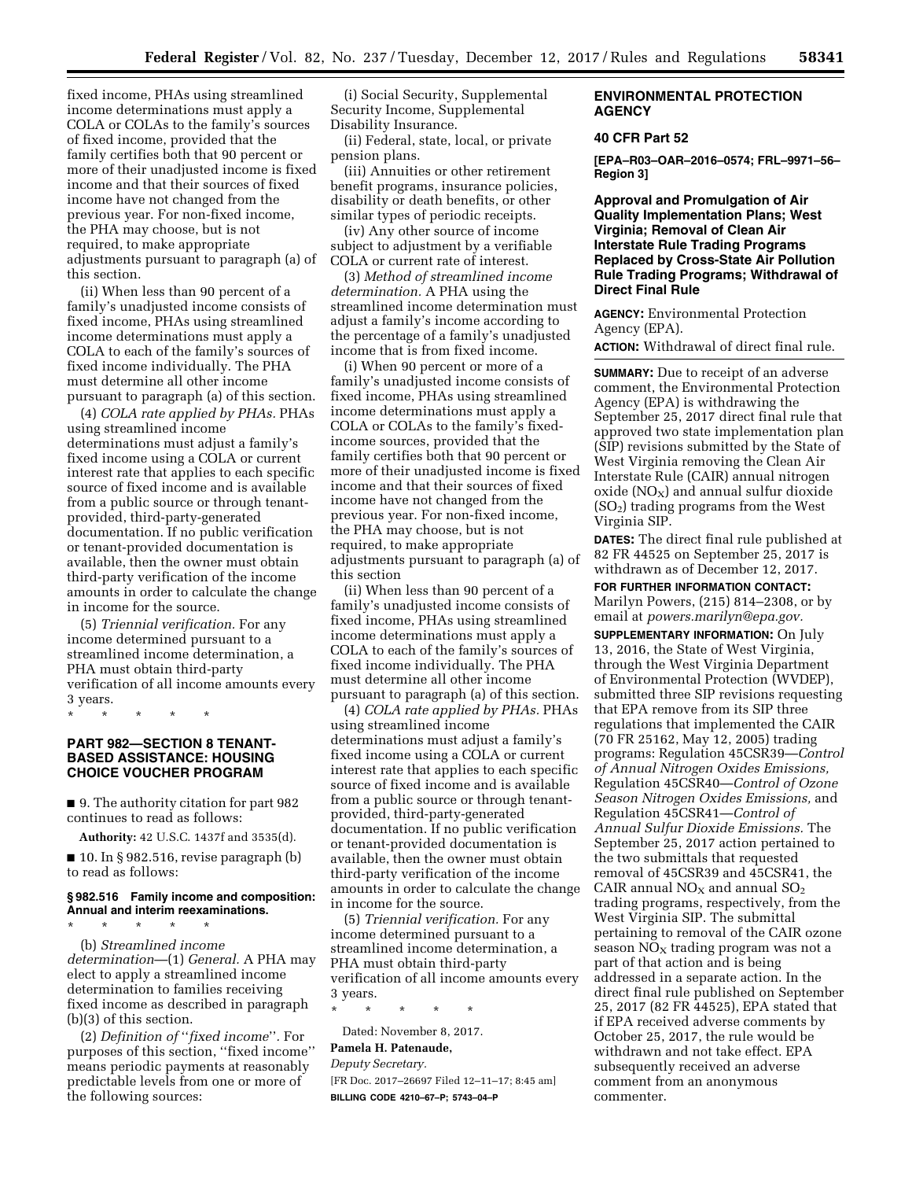fixed income, PHAs using streamlined income determinations must apply a COLA or COLAs to the family's sources of fixed income, provided that the family certifies both that 90 percent or more of their unadjusted income is fixed income and that their sources of fixed income have not changed from the previous year. For non-fixed income, the PHA may choose, but is not required, to make appropriate adjustments pursuant to paragraph (a) of this section.

(ii) When less than 90 percent of a family's unadjusted income consists of fixed income, PHAs using streamlined income determinations must apply a COLA to each of the family's sources of fixed income individually. The PHA must determine all other income pursuant to paragraph (a) of this section.

(4) *COLA rate applied by PHAs.* PHAs using streamlined income determinations must adjust a family's fixed income using a COLA or current interest rate that applies to each specific source of fixed income and is available from a public source or through tenant-provided, third-party-generated documentation. If no public verification or tenant-provided documentation is available, then the owner must obtain third-party verification of the income amounts in order to calculate the change in income for the source.

(5) *Triennial verification.* For any income determined pursuant to a streamlined income determination, a PHA must obtain third-party verification of all income amounts every 3 years.

\* \* \* \* \*

## PART 982—SECTION 8 TENANT-BASED ASSISTANCE: HOUSING CHOICE VOUCHER PROGRAM

■ 9. The authority citation for part 982 continues to read as follows:

**Authority:** 42 U.S.C. 1437f and 3535(d).

■ 10. In § 982.516, revise paragraph (b) to read as follows:

### § 982.516 Family income and composition: Annual and interim reexaminations.

\* \* \* \* \*

(b) *Streamlined income determination*—(1) *General.* A PHA may elect to apply a streamlined income determination to families receiving fixed income as described in paragraph (b)(3) of this section.

(2) *Definition of ''fixed income''.* For purposes of this section, ''fixed income'' means periodic payments at reasonably predictable levels from one or more of the following sources:

(i) Social Security, Supplemental Security Income, Supplemental Disability Insurance.

(ii) Federal, state, local, or private pension plans.

(iii) Annuities or other retirement benefit programs, insurance policies, disability or death benefits, or other similar types of periodic receipts.

(iv) Any other source of income subject to adjustment by a verifiable COLA or current rate of interest.

(3) *Method of streamlined income determination.* A PHA using the streamlined income determination must adjust a family's income according to the percentage of a family's unadjusted income that is from fixed income.

(i) When 90 percent or more of a family's unadjusted income consists of fixed income, PHAs using streamlined income determinations must apply a COLA or COLAs to the family's fixed-income sources, provided that the family certifies both that 90 percent or more of their unadjusted income is fixed income and that their sources of fixed income have not changed from the previous year. For non-fixed income, the PHA may choose, but is not required, to make appropriate adjustments pursuant to paragraph (a) of this section

(ii) When less than 90 percent of a family's unadjusted income consists of fixed income, PHAs using streamlined income determinations must apply a COLA to each of the family's sources of fixed income individually. The PHA must determine all other income pursuant to paragraph (a) of this section.

(4) *COLA rate applied by PHAs.* PHAs using streamlined income determinations must adjust a family's fixed income using a COLA or current interest rate that applies to each specific source of fixed income and is available from a public source or through tenant-provided, third-party-generated documentation. If no public verification or tenant-provided documentation is available, then the owner must obtain third-party verification of the income amounts in order to calculate the change in income for the source.

(5) *Triennial verification.* For any income determined pursuant to a streamlined income determination, a PHA must obtain third-party verification of all income amounts every 3 years.

\* \* \* \* \*

Dated: November 8, 2017.

**Pamela H. Patenaude,**

*Deputy Secretary.*

[FR Doc. 2017–26697 Filed 12–11–17; 8:45 am]

**BILLING CODE 4210–67–P; 5743–04–P**

## ENVIRONMENTAL PROTECTION AGENCY

### 40 CFR Part 52

**[EPA–R03–OAR–2016–0574; FRL–9971–56–Region 3]**

### Approval and Promulgation of Air Quality Implementation Plans; West Virginia; Removal of Clean Air Interstate Rule Trading Programs Replaced by Cross-State Air Pollution Rule Trading Programs; Withdrawal of Direct Final Rule

**AGENCY:** Environmental Protection Agency (EPA).

**ACTION:** Withdrawal of direct final rule.

**SUMMARY:** Due to receipt of an adverse comment, the Environmental Protection Agency (EPA) is withdrawing the September 25, 2017 direct final rule that approved two state implementation plan (SIP) revisions submitted by the State of West Virginia removing the Clean Air Interstate Rule (CAIR) annual nitrogen oxide ($NO_X$) and annual sulfur dioxide ($SO_2$) trading programs from the West Virginia SIP.

**DATES:** The direct final rule published at 82 FR 44525 on September 25, 2017 is withdrawn as of December 12, 2017.

**FOR FURTHER INFORMATION CONTACT:** Marilyn Powers, (215) 814–2308, or by email at *powers.marilyn@epa.gov.*

**SUPPLEMENTARY INFORMATION:** On July 13, 2016, the State of West Virginia, through the West Virginia Department of Environmental Protection (WVDEP), submitted three SIP revisions requesting that EPA remove from its SIP three regulations that implemented the CAIR (70 FR 25162, May 12, 2005) trading programs: Regulation 45CSR39—*Control of Annual Nitrogen Oxides Emissions,* Regulation 45CSR40—*Control of Ozone Season Nitrogen Oxides Emissions,* and Regulation 45CSR41—*Control of Annual Sulfur Dioxide Emissions.* The September 25, 2017 action pertained to the two submittals that requested removal of 45CSR39 and 45CSR41, the CAIR annual $NO_X$ and annual $SO_2$ trading programs, respectively, from the West Virginia SIP. The submittal pertaining to removal of the CAIR ozone season $NO_X$ trading program was not a part of that action and is being addressed in a separate action. In the direct final rule published on September 25, 2017 (82 FR 44525), EPA stated that if EPA received adverse comments by October 25, 2017, the rule would be withdrawn and not take effect. EPA subsequently received an adverse comment from an anonymous commenter.